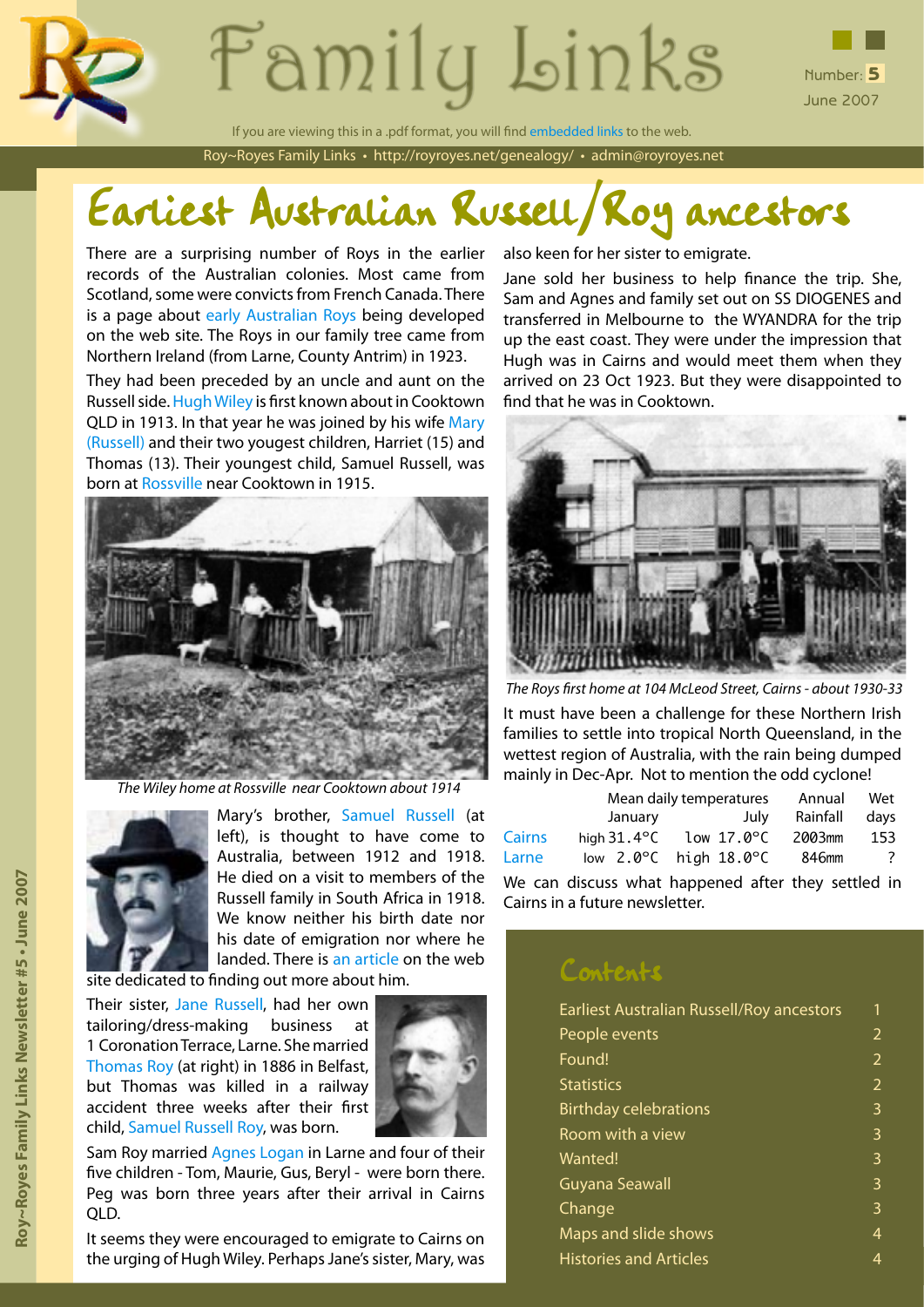# Family Links

Number: 5
June 2007

If you are viewing this in a .pdf format, you will find embedded links to the web.

Roy~Royes Family Links • http://royroyes.net/genealogy/ • admin@royroyes.net

## Earliest Australian Russell/Roy ancestors

There are a surprising number of Roys in the earlier records of the Australian colonies. Most came from Scotland, some were convicts from French Canada. There is a page about early Australian Roys being developed on the web site. The Roys in our family tree came from Northern Ireland (from Larne, County Antrim) in 1923.

They had been preceded by an uncle and aunt on the Russell side. Hugh Wiley is first known about in Cooktown QLD in 1913. In that year he was joined by his wife Mary (Russell) and their two yougest children, Harriet (15) and Thomas (13). Their youngest child, Samuel Russell, was born at Rossville near Cooktown in 1915.

*The Wiley home at Rossville near Cooktown about 1914*

Mary's brother, Samuel Russell (at left), is thought to have come to Australia, between 1912 and 1918. He died on a visit to members of the Russell family in South Africa in 1918. We know neither his birth date nor his date of emigration nor where he landed. There is an article on the web site dedicated to finding out more about him.

Their sister, Jane Russell, had her own tailoring/dress-making business at 1 Coronation Terrace, Larne. She married Thomas Roy (at right) in 1886 in Belfast, but Thomas was killed in a railway accident three weeks after their first child, Samuel Russell Roy, was born.

Sam Roy married Agnes Logan in Larne and four of their five children - Tom, Maurie, Gus, Beryl - were born there. Peg was born three years after their arrival in Cairns QLD.

It seems they were encouraged to emigrate to Cairns on the urging of Hugh Wiley. Perhaps Jane's sister, Mary, was also keen for her sister to emigrate.

Jane sold her business to help finance the trip. She, Sam and Agnes and family set out on SS DIOGENES and transferred in Melbourne to the WYANDRA for the trip up the east coast. They were under the impression that Hugh was in Cairns and would meet them when they arrived on 23 Oct 1923. But they were disappointed to find that he was in Cooktown.

*The Roys first home at 104 McLeod Street, Cairns - about 1930-33*

It must have been a challenge for these Northern Irish families to settle into tropical North Queensland, in the wettest region of Australia, with the rain being dumped mainly in Dec-Apr. Not to mention the odd cyclone!

| | Mean daily temperatures January | Mean daily temperatures July | Annual Rainfall | Wet days |
|---|---|---|---|---|
| Cairns | high 31.4°C | low 17.0°C | 2003mm | 153 |
| Larne | low 2.0°C | high 18.0°C | 846mm | ? |

We can discuss what happened after they settled in Cairns in a future newsletter.

### Contents

- Earliest Australian Russell/Roy ancestors 1
- People events 2
- Found! 2
- Statistics 2
- Birthday celebrations 3
- Room with a view 3
- Wanted! 3
- Guyana Seawall 3
- Change 3
- Maps and slide shows 4
- Histories and Articles 4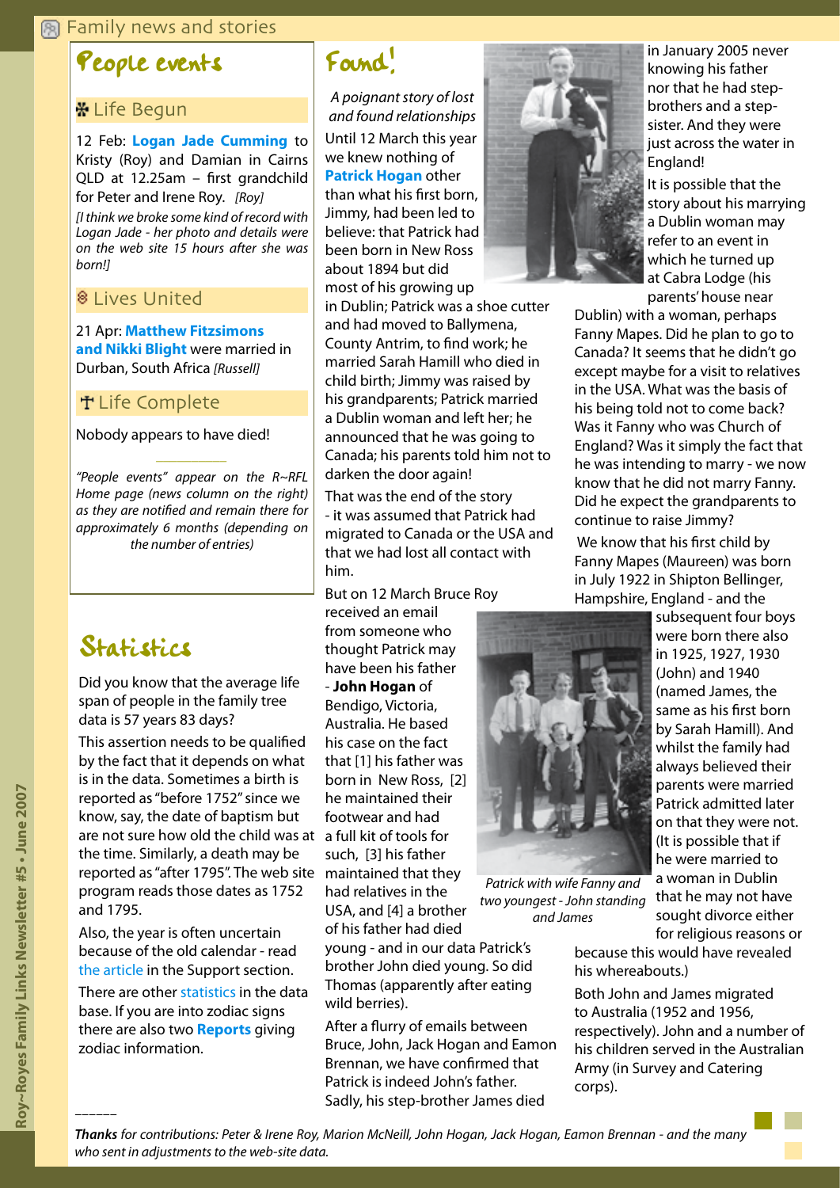# Family news and stories

## People events

### Life Begun

12 Feb: **Logan Jade Cumming** to Kristy (Roy) and Damian in Cairns QLD at 12.25am – first grandchild for Peter and Irene Roy. *[Roy]*

*[I think we broke some kind of record with Logan Jade - her photo and details were on the web site 15 hours after she was born!]*

### Lives United

21 Apr: **Matthew Fitzsimons and Nikki Blight** were married in Durban, South Africa *[Russell]*

### Life Complete

Nobody appears to have died!

*"People events" appear on the R~RFL Home page (news column on the right) as they are notified and remain there for approximately 6 months (depending on the number of entries)*

## Statistics

Did you know that the average life span of people in the family tree data is 57 years 83 days?

This assertion needs to be qualified by the fact that it depends on what is in the data. Sometimes a birth is reported as "before 1752" since we know, say, the date of baptism but are not sure how old the child was at the time. Similarly, a death may be reported as "after 1795". The web site program reads those dates as 1752 and 1795.

Also, the year is often uncertain because of the old calendar - read the article in the Support section.

There are other statistics in the data base. If you are into zodiac signs there are also two **Reports** giving zodiac information.

## Found!

*A poignant story of lost and found relationships*

Until 12 March this year we knew nothing of **Patrick Hogan** other than what his first born, Jimmy, had been led to believe: that Patrick had been born in New Ross about 1894 but did most of his growing up in Dublin; Patrick was a shoe cutter and had moved to Ballymena, County Antrim, to find work; he married Sarah Hamill who died in child birth; Jimmy was raised by his grandparents; Patrick married a Dublin woman and left her; he announced that he was going to Canada; his parents told him not to darken the door again!

That was the end of the story - it was assumed that Patrick had migrated to Canada or the USA and that we had lost all contact with him.

But on 12 March Bruce Roy received an email from someone who thought Patrick may have been his father - **John Hogan** of Bendigo, Victoria, Australia. He based his case on the fact that [1] his father was born in New Ross, [2] he maintained their footwear and had a full kit of tools for such, [3] his father maintained that they had relatives in the USA, and [4] a brother of his father had died young - and in our data Patrick's brother John died young. So did Thomas (apparently after eating wild berries).

After a flurry of emails between Bruce, John, Jack Hogan and Eamon Brennan, we have confirmed that Patrick is indeed John's father. Sadly, his step-brother James died in January 2005 never knowing his father nor that he had step-brothers and a step-sister. And they were just across the water in England!

It is possible that the story about his marrying a Dublin woman may refer to an event in which he turned up at Cabra Lodge (his parents' house near Dublin) with a woman, perhaps Fanny Mapes. Did he plan to go to Canada? It seems that he didn't go except maybe for a visit to relatives in the USA. What was the basis of his being told not to come back? Was it Fanny who was Church of England? Was it simply the fact that he was intending to marry - we now know that he did not marry Fanny. Did he expect the grandparents to continue to raise Jimmy?

We know that his first child by Fanny Mapes (Maureen) was born in July 1922 in Shipton Bellinger, Hampshire, England - and the subsequent four boys were born there also in 1925, 1927, 1930 (John) and 1940 (named James, the same as his first born by Sarah Hamill). And whilst the family had always believed their parents were married Patrick admitted later on that they were not. (It is possible that if he were married to a woman in Dublin that he may not have sought divorce either for religious reasons or because this would have revealed his whereabouts.)

*Patrick with wife Fanny and two youngest - John standing and James*

Both John and James migrated to Australia (1952 and 1956, respectively). John and a number of his children served in the Australian Army (in Survey and Catering corps).

______

***Thanks*** *for contributions: Peter & Irene Roy, Marion McNeill, John Hogan, Jack Hogan, Eamon Brennan - and the many who sent in adjustments to the web-site data.*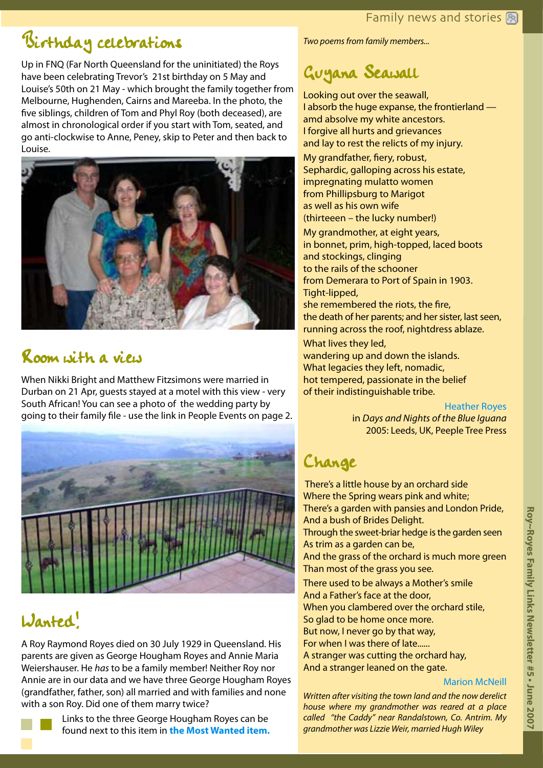## Birthday celebrations

Up in FNQ (Far North Queensland for the uninitiated) the Roys have been celebrating Trevor's 21st birthday on 5 May and Louise's 50th on 21 May - which brought the family together from Melbourne, Hughenden, Cairns and Mareeba. In the photo, the five siblings, children of Tom and Phyl Roy (both deceased), are almost in chronological order if you start with Tom, seated, and go anti-clockwise to Anne, Peney, skip to Peter and then back to Louise.

## Room with a view

When Nikki Bright and Matthew Fitzsimons were married in Durban on 21 Apr, guests stayed at a motel with this view - very South African! You can see a photo of the wedding party by going to their family file - use the link in People Events on page 2.

## Wanted!

A Roy Raymond Royes died on 30 July 1929 in Queensland. His parents are given as George Hougham Royes and Annie Maria Weiershauser. He *has* to be a family member! Neither Roy nor Annie are in our data and we have three George Hougham Royes (grandfather, father, son) all married and with families and none with a son Roy. Did one of them marry twice?

Links to the three George Hougham Royes can be found next to this item in **the Most Wanted item.**

*Two poems from family members...*

## Guyana Seawall

Looking out over the seawall,
I absorb the huge expanse, the frontierland —
amd absolve my white ancestors.
I forgive all hurts and grievances
and lay to rest the relicts of my injury.

My grandfather, fiery, robust,
Sephardic, galloping across his estate,
impregnating mulatto women
from Phillipsburg to Marigot
as well as his own wife
(thirteeen – the lucky number!)

My grandmother, at eight years,
in bonnet, prim, high-topped, laced boots
and stockings, clinging
to the rails of the schooner
from Demerara to Port of Spain in 1903.
Tight-lipped,
she remembered the riots, the fire,
the death of her parents; and her sister, last seen,
running across the roof, nightdress ablaze.

What lives they led,
wandering up and down the islands.
What legacies they left, nomadic,
hot tempered, passionate in the belief
of their indistinguishable tribe.

Heather Royes
in *Days and Nights of the Blue Iguana*
2005: Leeds, UK, Peeple Tree Press

## Change

There's a little house by an orchard side
Where the Spring wears pink and white;
There's a garden with pansies and London Pride,
And a bush of Brides Delight.
Through the sweet-briar hedge is the garden seen
As trim as a garden can be,
And the grass of the orchard is much more green
Than most of the grass you see.

There used to be always a Mother's smile
And a Father's face at the door,
When you clambered over the orchard stile,
So glad to be home once more.
But now, I never go by that way,
For when I was there of late......
A stranger was cutting the orchard hay,
And a stranger leaned on the gate.

Marion McNeill

*Written after visiting the town land and the now derelict house where my grandmother was reared at a place called "the Caddy" near Randalstown, Co. Antrim. My grandmother was Lizzie Weir, married Hugh Wiley*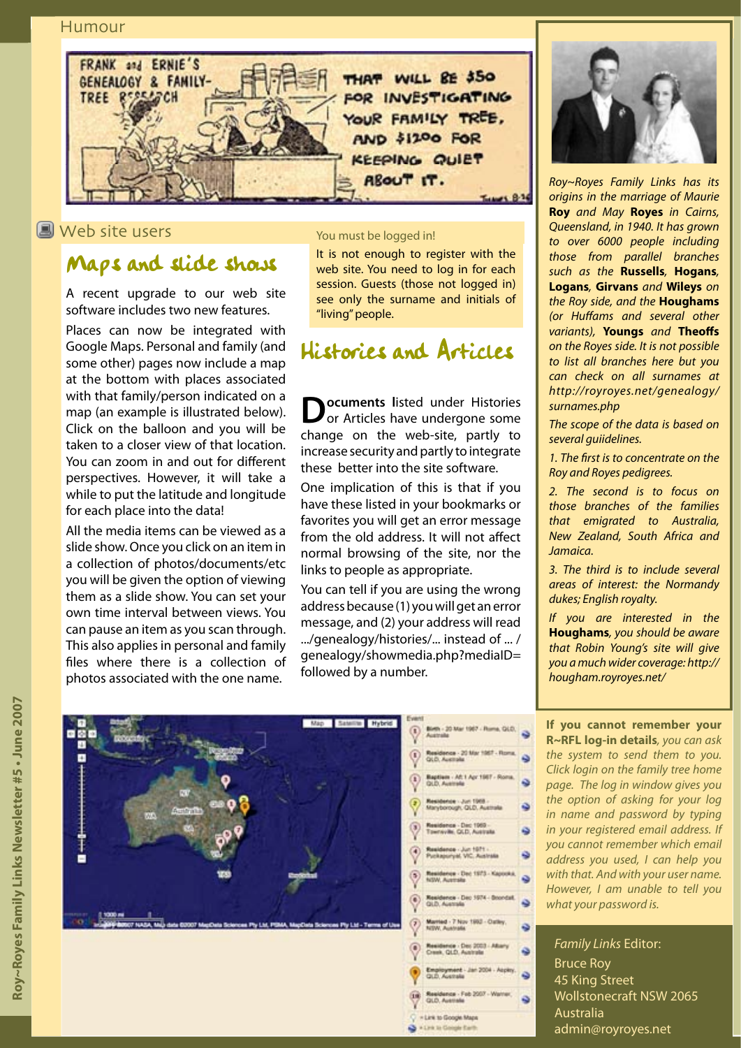# Humour

FRANK and ERNIE'S GENEALOGY & FAMILY-TREE RESEARCH

THAT WILL BE $50 FOR INVESTIGATING YOUR FAMILY TREE, AND $1200 FOR KEEPING QUIET ABOUT IT.

## Web site users

### Maps and slide shows

A recent upgrade to our web site software includes two new features.

Places can now be integrated with Google Maps. Personal and family (and some other) pages now include a map at the bottom with places associated with that family/person indicated on a map (an example is illustrated below). Click on the balloon and you will be taken to a closer view of that location. You can zoom in and out for different perspectives. However, it will take a while to put the latitude and longitude for each place into the data!

All the media items can be viewed as a slide show. Once you click on an item in a collection of photos/documents/etc you will be given the option of viewing them as a slide show. You can set your own time interval between views. You can pause an item as you scan through. This also applies in personal and family files where there is a collection of photos associated with the one name.

**You must be logged in!**

It is not enough to register with the web site. You need to log in for each session. Guests (those not logged in) see only the surname and initials of "living" people.

### Histories and Articles

**Documents** listed under Histories or Articles have undergone some change on the web-site, partly to increase security and partly to integrate these better into the site software.

One implication of this is that if you have these listed in your bookmarks or favorites you will get an error message from the old address. It will not affect normal browsing of the site, nor the links to people as appropriate.

You can tell if you are using the wrong address because (1) you will get an error message, and (2) your address will read .../genealogy/histories/... instead of ... /genealogy/showmedia.php?mediaID= followed by a number.

Event

- Birth - 20 Mar 1967 - Roma, QLD, Australia
- Residence - 20 Mar 1967 - Roma, QLD, Australia
- Baptism - Aft 1 Apr 1967 - Roma, QLD, Australia
- Residence - Jun 1968 - Maryborough, QLD, Australia
- Residence - Dec 1969 - Townsville, QLD, Australia
- Residence - Jun 1971 - Puckapunyal, VIC, Australia
- Residence - Dec 1973 - Kapooka, NSW, Australia
- Residence - Dec 1974 - Boondall, QLD, Australia
- Married - 7 Nov 1992 - Oatley, NSW, Australia
- Residence - Dec 2003 - Albany Creek, QLD, Australia
- Employment - Jan 2004 - Aspley, QLD, Australia
- Residence - Feb 2007 - Warner, QLD, Australia

= Link to Google Maps
= Link to Google Earth

*Roy~Royes Family Links has its origins in the marriage of Maurie* **Roy** *and May* **Royes** *in Cairns, Queensland, in 1940. It has grown to over 6000 people including those from parallel branches such as the* **Russells**, **Hogans**, **Logans**, **Girvans** *and* **Wileys** *on the Roy side, and the* **Houghams** *(or Huffams and several other variants),* **Youngs** *and* **Theoffs** *on the Royes side. It is not possible to list all branches here but you can check on all surnames at http://royroyes.net/genealogy/surnames.php*

*The scope of the data is based on several guiidelines.*

*1. The first is to concentrate on the Roy and Royes pedigrees.*

*2. The second is to focus on those branches of the families that emigrated to Australia, New Zealand, South Africa and Jamaica.*

*3. The third is to include several areas of interest: the Normandy dukes; English royalty.*

*If you are interested in the* **Houghams**, *you should be aware that Robin Young's site will give you a much wider coverage: http://hougham.royroyes.net/*

**If you cannot remember your R~RFL log-in details**, *you can ask the system to send them to you. Click login on the family tree home page. The log in window gives you the option of asking for your log in name and password by typing in your registered email address. If you cannot remember which email address you used, I can help you with that. And with your user name. However, I am unable to tell you what your password is.*

*Family Links* Editor:
Bruce Roy
45 King Street
Wollstonecraft NSW 2065
Australia
admin@royroyes.net